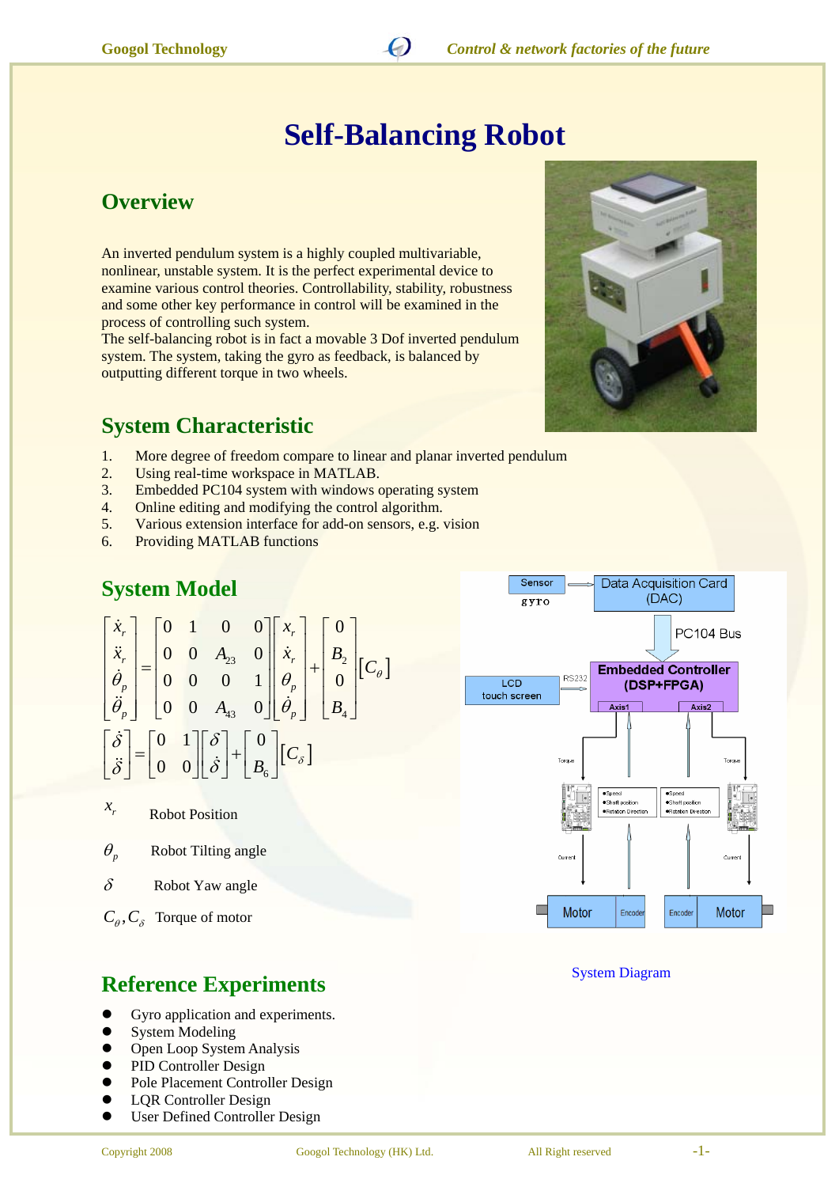# Self-Balancing Robot

## Overview

An inverted pendulum system is a highly coupled multivariable, nonlinear, unstable system. It is the perfect experimental device to examine various control theories. Controllability, stability, robustness and some other key performance in control will be examined in the process of controlling such system.
The self-balancing robot is in fact a movable 3 Dof inverted pendulum system. The system, taking the gyro as feedback, is balanced by outputting different torque in two wheels.

## System Characteristic

1. More degree of freedom compare to linear and planar inverted pendulum
2. Using real-time workspace in MATLAB.
3. Embedded PC104 system with windows operating system
4. Online editing and modifying the control algorithm.
5. Various extension interface for add-on sensors, e.g. vision
6. Providing MATLAB functions

## System Model

$$\begin{bmatrix} \dot{x}_r \\ \ddot{x}_r \\ \dot{\theta}_p \\ \ddot{\theta}_p \end{bmatrix} = \begin{bmatrix} 0 & 1 & 0 & 0 \\ 0 & 0 & A_{23} & 0 \\ 0 & 0 & 0 & 1 \\ 0 & 0 & A_{43} & 0 \end{bmatrix} \begin{bmatrix} x_r \\ \dot{x}_r \\ \theta_p \\ \dot{\theta}_p \end{bmatrix} + \begin{bmatrix} 0 \\ B_2 \\ 0 \\ B_4 \end{bmatrix} [C_\theta]$$

$$\begin{bmatrix} \dot{\delta} \\ \ddot{\delta} \end{bmatrix} = \begin{bmatrix} 0 & 1 \\ 0 & 0 \end{bmatrix} \begin{bmatrix} \delta \\ \dot{\delta} \end{bmatrix} + \begin{bmatrix} 0 \\ B_6 \end{bmatrix} [C_\delta]$$

$x_r$ Robot Position

$\theta_p$ Robot Tilting angle

$\delta$ Robot Yaw angle

$C_\theta, C_\delta$ Torque of motor

Sensor gyro → Data Acquisition Card (DAC) → PC104 Bus → Embedded Controller (DSP+FPGA); LCD touch screen — RS232; Axis1, Axis2; Torque; Speed, Shaft position, Rotation Direction; Current; Motor, Encoder

System Diagram

## Reference Experiments

- Gyro application and experiments.
- System Modeling
- Open Loop System Analysis
- PID Controller Design
- Pole Placement Controller Design
- LQR Controller Design
- User Defined Controller Design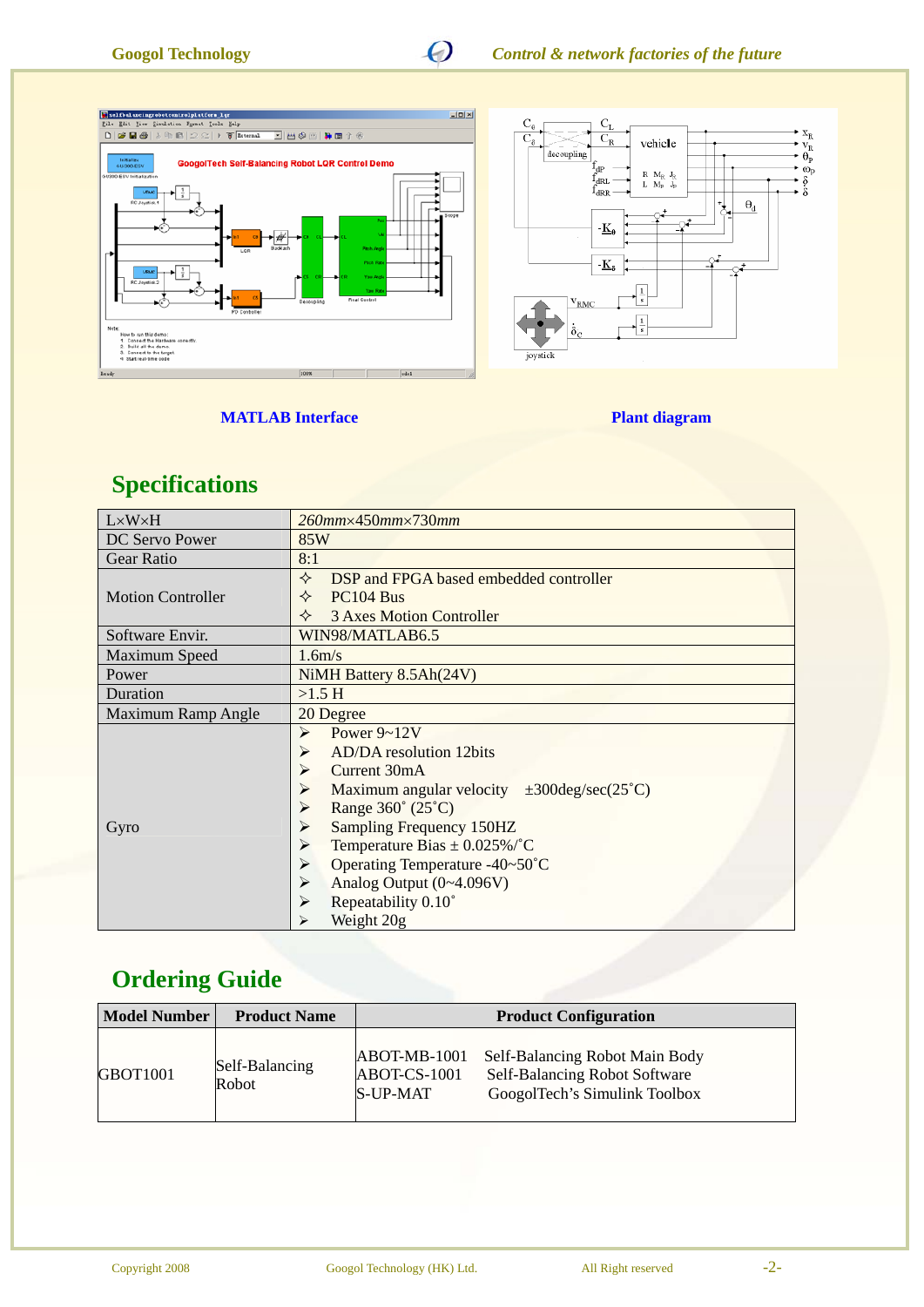MATLAB Interface

Plant diagram

## Specifications

| | |
|---|---|
| L×W×H | *260mm×450mm×730mm* |
| DC Servo Power | 85W |
| Gear Ratio | 8:1 |
| Motion Controller | ✧ DSP and FPGA based embedded controller<br>✧ PC104 Bus<br>✧ 3 Axes Motion Controller |
| Software Envir. | WIN98/MATLAB6.5 |
| Maximum Speed | 1.6m/s |
| Power | NiMH Battery 8.5Ah(24V) |
| Duration | >1.5 H |
| Maximum Ramp Angle | 20 Degree |
| Gyro | ➢ Power 9~12V<br>➢ AD/DA resolution 12bits<br>➢ Current 30mA<br>➢ Maximum angular velocity ±300deg/sec(25˚C)<br>➢ Range 360˚ (25˚C)<br>➢ Sampling Frequency 150HZ<br>➢ Temperature Bias ± 0.025%/˚C<br>➢ Operating Temperature -40~50˚C<br>➢ Analog Output (0~4.096V)<br>➢ Repeatability 0.10˚<br>➢ Weight 20g |

## Ordering Guide

| Model Number | Product Name | Product Configuration |
|---|---|---|
| GBOT1001 | Self-Balancing Robot | ABOT-MB-1001 Self-Balancing Robot Main Body<br>ABOT-CS-1001 Self-Balancing Robot Software<br>S-UP-MAT GoogolTech's Simulink Toolbox |